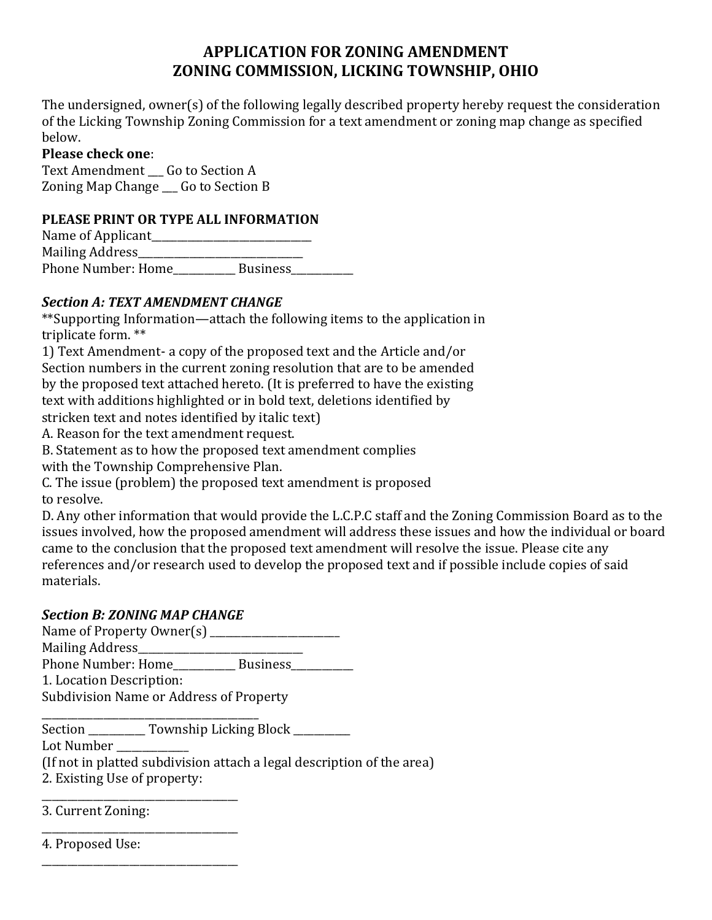# APPLICATION FOR ZONING AMENDMENT
# ZONING COMMISSION, LICKING TOWNSHIP, OHIO

The undersigned, owner(s) of the following legally described property hereby request the consideration of the Licking Township Zoning Commission for a text amendment or zoning map change as specified below.

**Please check one**:
Text Amendment ___ Go to Section A
Zoning Map Change ___ Go to Section B

**PLEASE PRINT OR TYPE ALL INFORMATION**
Name of Applicant_______________________________
Mailing Address________________________________
Phone Number: Home____________ Business____________

***Section A: TEXT AMENDMENT CHANGE***

**Supporting Information—attach the following items to the application in triplicate form. **

1) Text Amendment- a copy of the proposed text and the Article and/or Section numbers in the current zoning resolution that are to be amended by the proposed text attached hereto. (It is preferred to have the existing text with additions highlighted or in bold text, deletions identified by stricken text and notes identified by italic text)

A. Reason for the text amendment request.
B. Statement as to how the proposed text amendment complies with the Township Comprehensive Plan.
C. The issue (problem) the proposed text amendment is proposed to resolve.
D. Any other information that would provide the L.C.P.C staff and the Zoning Commission Board as to the issues involved, how the proposed amendment will address these issues and how the individual or board came to the conclusion that the proposed text amendment will resolve the issue. Please cite any references and/or research used to develop the proposed text and if possible include copies of said materials.

***Section B: ZONING MAP CHANGE***

Name of Property Owner(s) __________________________
Mailing Address________________________________
Phone Number: Home____________ Business____________

1. Location Description:
Subdivision Name or Address of Property
_____________________________________________
Section ___________ Township Licking Block ___________
Lot Number ______________
(If not in platted subdivision attach a legal description of the area)

2. Existing Use of property:
______________________________________

3. Current Zoning:
______________________________________

4. Proposed Use:
______________________________________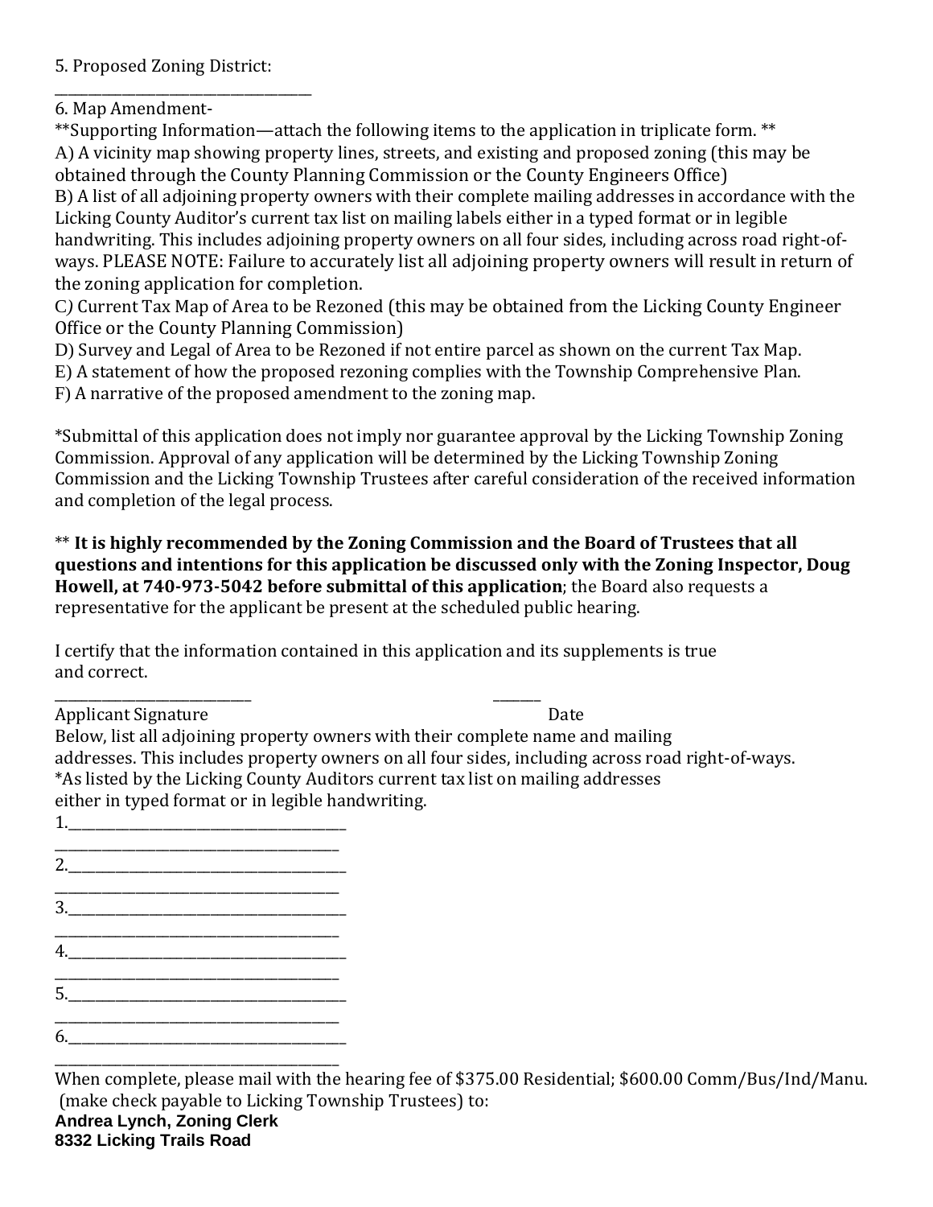5. Proposed Zoning District:
\_\_\_\_\_\_\_\_\_\_\_\_\_\_\_\_\_\_\_\_\_\_\_\_\_\_\_\_\_\_\_\_\_\_\_

6. Map Amendment-

**Supporting Information—attach the following items to the application in triplicate form. **

A) A vicinity map showing property lines, streets, and existing and proposed zoning (this may be obtained through the County Planning Commission or the County Engineers Office)

B) A list of all adjoining property owners with their complete mailing addresses in accordance with the Licking County Auditor's current tax list on mailing labels either in a typed format or in legible handwriting. This includes adjoining property owners on all four sides, including across road right-of-ways. PLEASE NOTE: Failure to accurately list all adjoining property owners will result in return of the zoning application for completion.

C) Current Tax Map of Area to be Rezoned (this may be obtained from the Licking County Engineer Office or the County Planning Commission)

D) Survey and Legal of Area to be Rezoned if not entire parcel as shown on the current Tax Map.

E) A statement of how the proposed rezoning complies with the Township Comprehensive Plan.

F) A narrative of the proposed amendment to the zoning map.

*Submittal of this application does not imply nor guarantee approval by the Licking Township Zoning Commission. Approval of any application will be determined by the Licking Township Zoning Commission and the Licking Township Trustees after careful consideration of the received information and completion of the legal process.

** **It is highly recommended by the Zoning Commission and the Board of Trustees that all questions and intentions for this application be discussed only with the Zoning Inspector, Doug Howell, at 740-973-5042 before submittal of this application**; the Board also requests a representative for the applicant be present at the scheduled public hearing.

I certify that the information contained in this application and its supplements is true and correct.

\_\_\_\_\_\_\_\_\_\_\_\_\_\_\_\_\_\_\_\_\_\_\_\_\_\_\_\_ \_\_\_\_\_\_\_

Applicant Signature Date

Below, list all adjoining property owners with their complete name and mailing addresses. This includes property owners on all four sides, including across road right-of-ways. *As listed by the Licking County Auditors current tax list on mailing addresses either in typed format or in legible handwriting.

1.\_\_\_\_\_\_\_\_\_\_\_\_\_\_\_\_\_\_\_\_\_\_\_\_\_\_\_\_\_\_\_\_\_\_\_\_\_\_\_
\_\_\_\_\_\_\_\_\_\_\_\_\_\_\_\_\_\_\_\_\_\_\_\_\_\_\_\_\_\_\_\_\_\_\_\_\_\_\_\_

2.\_\_\_\_\_\_\_\_\_\_\_\_\_\_\_\_\_\_\_\_\_\_\_\_\_\_\_\_\_\_\_\_\_\_\_\_\_\_\_
\_\_\_\_\_\_\_\_\_\_\_\_\_\_\_\_\_\_\_\_\_\_\_\_\_\_\_\_\_\_\_\_\_\_\_\_\_\_\_\_

3.\_\_\_\_\_\_\_\_\_\_\_\_\_\_\_\_\_\_\_\_\_\_\_\_\_\_\_\_\_\_\_\_\_\_\_\_\_\_\_
\_\_\_\_\_\_\_\_\_\_\_\_\_\_\_\_\_\_\_\_\_\_\_\_\_\_\_\_\_\_\_\_\_\_\_\_\_\_\_\_

4.\_\_\_\_\_\_\_\_\_\_\_\_\_\_\_\_\_\_\_\_\_\_\_\_\_\_\_\_\_\_\_\_\_\_\_\_\_\_\_
\_\_\_\_\_\_\_\_\_\_\_\_\_\_\_\_\_\_\_\_\_\_\_\_\_\_\_\_\_\_\_\_\_\_\_\_\_\_\_\_

5.\_\_\_\_\_\_\_\_\_\_\_\_\_\_\_\_\_\_\_\_\_\_\_\_\_\_\_\_\_\_\_\_\_\_\_\_\_\_\_
\_\_\_\_\_\_\_\_\_\_\_\_\_\_\_\_\_\_\_\_\_\_\_\_\_\_\_\_\_\_\_\_\_\_\_\_\_\_\_\_

6.\_\_\_\_\_\_\_\_\_\_\_\_\_\_\_\_\_\_\_\_\_\_\_\_\_\_\_\_\_\_\_\_\_\_\_\_\_\_\_
\_\_\_\_\_\_\_\_\_\_\_\_\_\_\_\_\_\_\_\_\_\_\_\_\_\_\_\_\_\_\_\_\_\_\_\_\_\_\_\_

When complete, please mail with the hearing fee of $375.00 Residential; $600.00 Comm/Bus/Ind/Manu. (make check payable to Licking Township Trustees) to:

**Andrea Lynch, Zoning Clerk**
**8332 Licking Trails Road**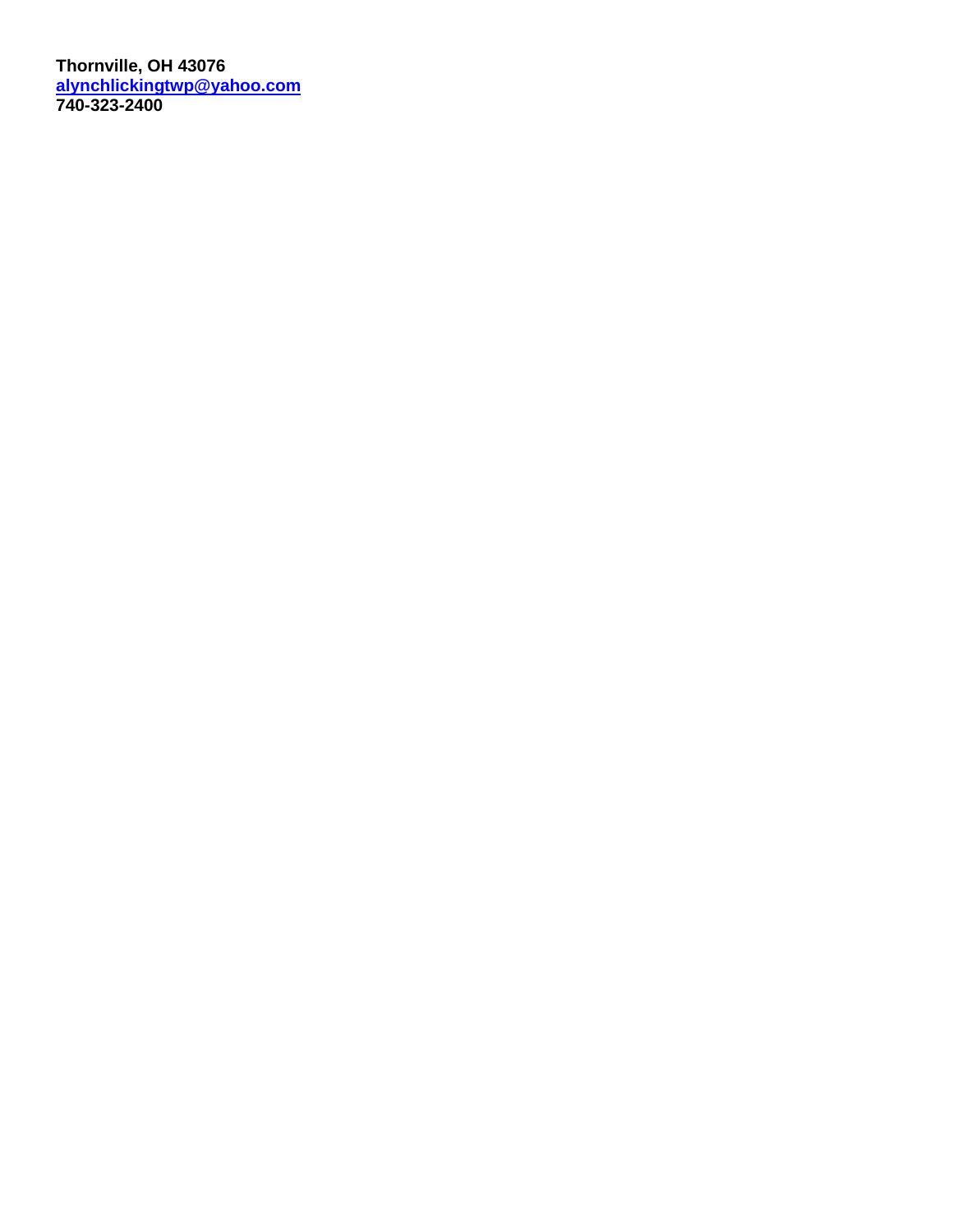**Thornville, OH 43076**
**[alynchlickingtwp@yahoo.com](mailto:alynchlickingtwp@yahoo.com)**
**740-323-2400**